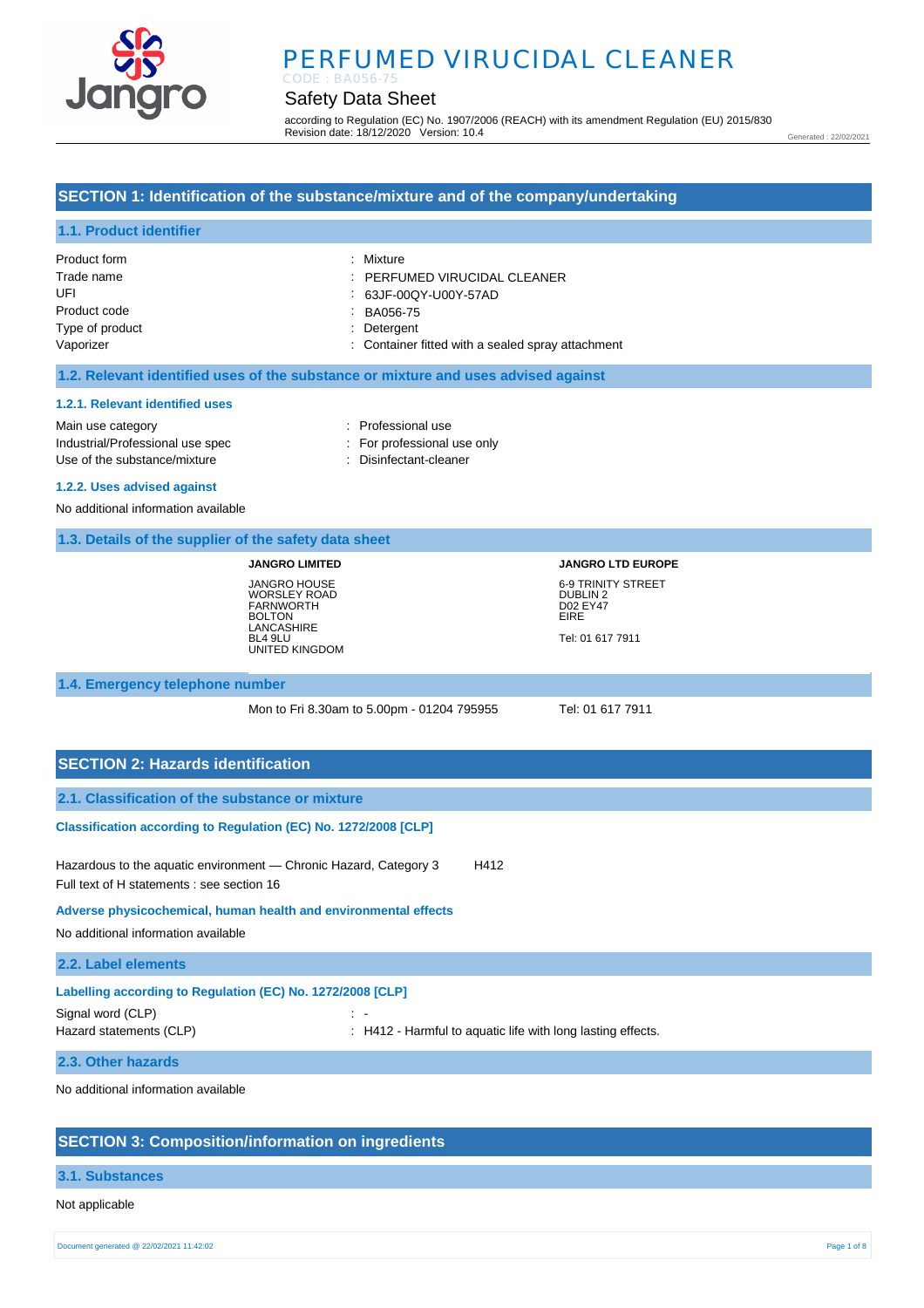# PERFUMED VIRUCIDAL CLEANER

CODE : BA056-75

## Safety Data Sheet

according to Regulation (EC) No. 1907/2006 (REACH) with its amendment Regulation (EU) 2015/830
Revision date: 18/12/2020 Version: 10.4

Generated : 22/02/2021

## SECTION 1: Identification of the substance/mixture and of the company/undertaking

### 1.1. Product identifier

| | |
|---|---|
| Product form | : Mixture |
| Trade name | : PERFUMED VIRUCIDAL CLEANER |
| UFI | : 63JF-00QY-U00Y-57AD |
| Product code | : BA056-75 |
| Type of product | : Detergent |
| Vaporizer | : Container fitted with a sealed spray attachment |

### 1.2. Relevant identified uses of the substance or mixture and uses advised against

#### 1.2.1. Relevant identified uses

| | |
|---|---|
| Main use category | : Professional use |
| Industrial/Professional use spec | : For professional use only |
| Use of the substance/mixture | : Disinfectant-cleaner |

#### 1.2.2. Uses advised against

No additional information available

### 1.3. Details of the supplier of the safety data sheet

**JANGRO LIMITED**

JANGRO HOUSE
WORSLEY ROAD
FARNWORTH
BOLTON
LANCASHIRE
BL4 9LU
UNITED KINGDOM

**JANGRO LTD EUROPE**

6-9 TRINITY STREET
DUBLIN 2
D02 EY47
EIRE

Tel: 01 617 7911

### 1.4. Emergency telephone number

Mon to Fri 8.30am to 5.00pm - 01204 795955

Tel: 01 617 7911

## SECTION 2: Hazards identification

### 2.1. Classification of the substance or mixture

**Classification according to Regulation (EC) No. 1272/2008 [CLP]**

Hazardous to the aquatic environment — Chronic Hazard, Category 3 H412

Full text of H statements : see section 16

**Adverse physicochemical, human health and environmental effects**

No additional information available

### 2.2. Label elements

**Labelling according to Regulation (EC) No. 1272/2008 [CLP]**

| | |
|---|---|
| Signal word (CLP) | : - |
| Hazard statements (CLP) | : H412 - Harmful to aquatic life with long lasting effects. |

### 2.3. Other hazards

No additional information available

## SECTION 3: Composition/information on ingredients

### 3.1. Substances

Not applicable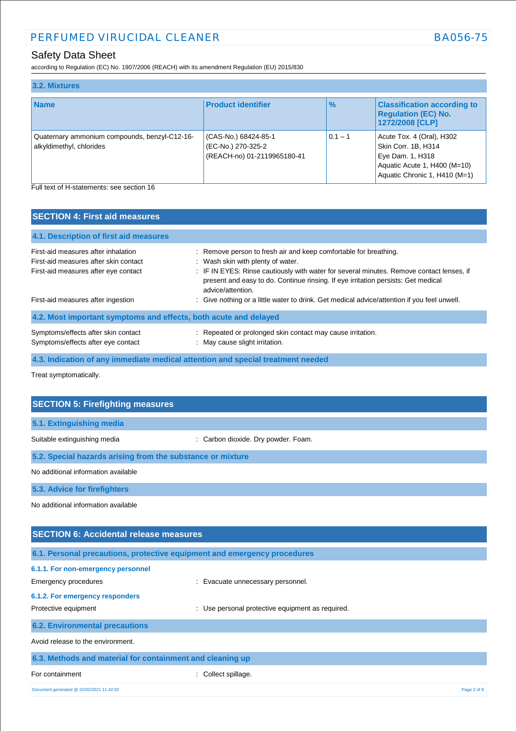### 3.2. Mixtures

| Name | Product identifier | % | Classification according to Regulation (EC) No. 1272/2008 [CLP] |
|---|---|---|---|
| Quaternary ammonium compounds, benzyl-C12-16-alkyldimethyl, chlorides | (CAS-No.) 68424-85-1<br>(EC-No.) 270-325-2<br>(REACH-no) 01-2119965180-41 | 0.1 – 1 | Acute Tox. 4 (Oral), H302<br>Skin Corr. 1B, H314<br>Eye Dam. 1, H318<br>Aquatic Acute 1, H400 (M=10)<br>Aquatic Chronic 1, H410 (M=1) |

Full text of H-statements: see section 16

## SECTION 4: First aid measures

### 4.1. Description of first aid measures

First-aid measures after inhalation : Remove person to fresh air and keep comfortable for breathing.

First-aid measures after skin contact : Wash skin with plenty of water.

First-aid measures after eye contact : IF IN EYES: Rinse cautiously with water for several minutes. Remove contact lenses, if present and easy to do. Continue rinsing. If eye irritation persists: Get medical advice/attention.

First-aid measures after ingestion : Give nothing or a little water to drink. Get medical advice/attention if you feel unwell.

### 4.2. Most important symptoms and effects, both acute and delayed

Symptoms/effects after skin contact : Repeated or prolonged skin contact may cause irritation.

Symptoms/effects after eye contact : May cause slight irritation.

### 4.3. Indication of any immediate medical attention and special treatment needed

Treat symptomatically.

## SECTION 5: Firefighting measures

### 5.1. Extinguishing media

Suitable extinguishing media : Carbon dioxide. Dry powder. Foam.

### 5.2. Special hazards arising from the substance or mixture

No additional information available

### 5.3. Advice for firefighters

No additional information available

## SECTION 6: Accidental release measures

### 6.1. Personal precautions, protective equipment and emergency procedures

#### 6.1.1. For non-emergency personnel

Emergency procedures : Evacuate unnecessary personnel.

#### 6.1.2. For emergency responders

Protective equipment : Use personal protective equipment as required.

### 6.2. Environmental precautions

Avoid release to the environment.

### 6.3. Methods and material for containment and cleaning up

For containment : Collect spillage.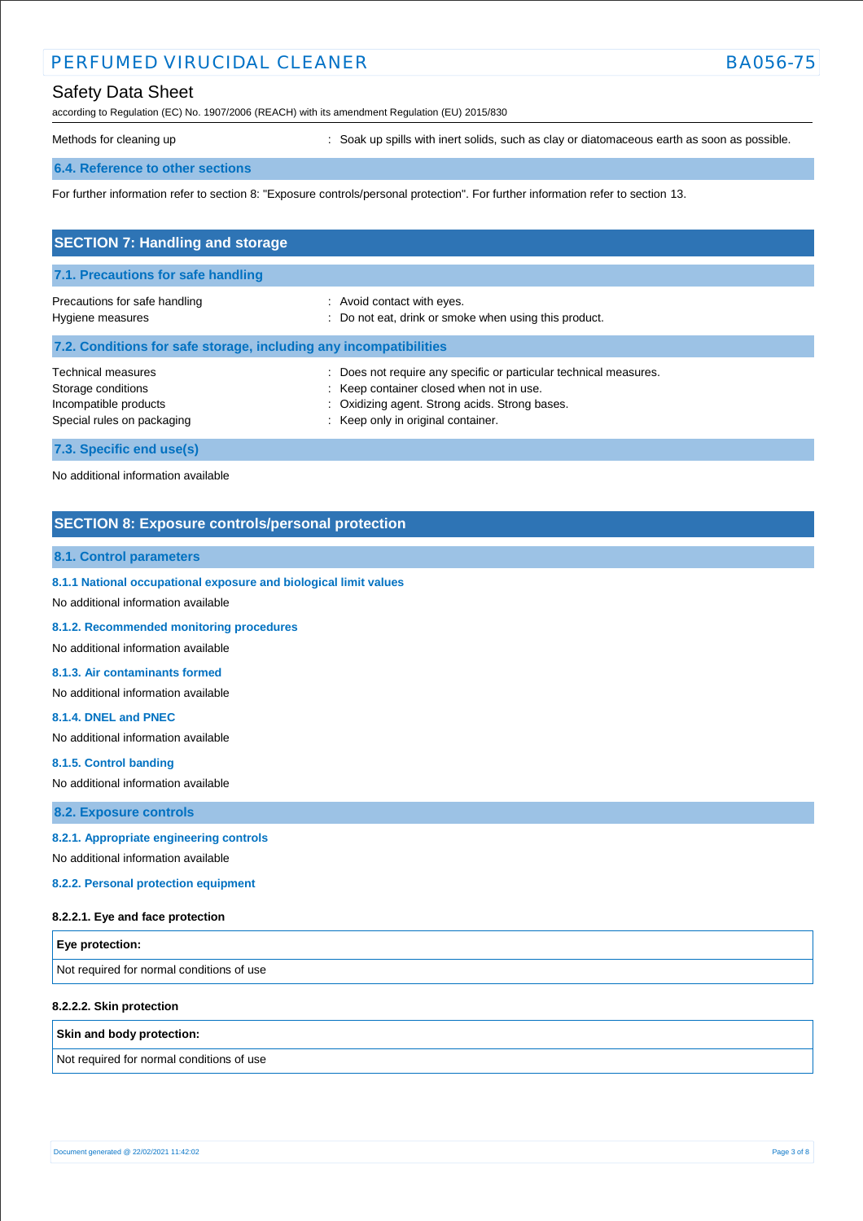Methods for cleaning up : Soak up spills with inert solids, such as clay or diatomaceous earth as soon as possible.

### 6.4. Reference to other sections

For further information refer to section 8: "Exposure controls/personal protection". For further information refer to section 13.

## SECTION 7: Handling and storage

### 7.1. Precautions for safe handling

Precautions for safe handling : Avoid contact with eyes.
Hygiene measures : Do not eat, drink or smoke when using this product.

### 7.2. Conditions for safe storage, including any incompatibilities

Technical measures : Does not require any specific or particular technical measures.
Storage conditions : Keep container closed when not in use.
Incompatible products : Oxidizing agent. Strong acids. Strong bases.
Special rules on packaging : Keep only in original container.

### 7.3. Specific end use(s)

No additional information available

## SECTION 8: Exposure controls/personal protection

### 8.1. Control parameters

#### 8.1.1 National occupational exposure and biological limit values

No additional information available

#### 8.1.2. Recommended monitoring procedures

No additional information available

#### 8.1.3. Air contaminants formed

No additional information available

#### 8.1.4. DNEL and PNEC

No additional information available

#### 8.1.5. Control banding

No additional information available

### 8.2. Exposure controls

#### 8.2.1. Appropriate engineering controls

No additional information available

#### 8.2.2. Personal protection equipment

**8.2.2.1. Eye and face protection**

| Eye protection: |
|---|
| Not required for normal conditions of use |

**8.2.2.2. Skin protection**

| Skin and body protection: |
|---|
| Not required for normal conditions of use |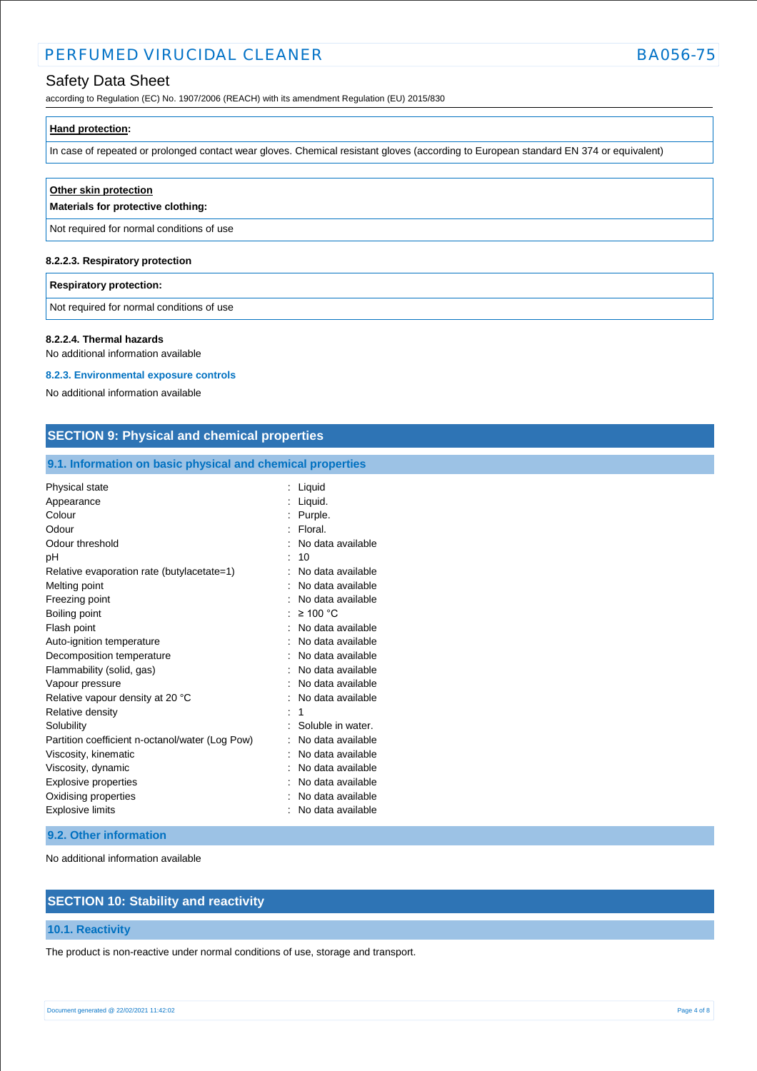| **Hand protection**: |
| --- |
| In case of repeated or prolonged contact wear gloves. Chemical resistant gloves (according to European standard EN 374 or equivalent) |

| **Other skin protection** <br> **Materials for protective clothing:** |
| --- |
| Not required for normal conditions of use |

#### 8.2.2.3. Respiratory protection

| **Respiratory protection:** |
| --- |
| Not required for normal conditions of use |

#### 8.2.2.4. Thermal hazards

No additional information available

### 8.2.3. Environmental exposure controls

No additional information available

## SECTION 9: Physical and chemical properties

### 9.1. Information on basic physical and chemical properties

| | |
| --- | --- |
| Physical state | : Liquid |
| Appearance | : Liquid. |
| Colour | : Purple. |
| Odour | : Floral. |
| Odour threshold | : No data available |
| pH | : 10 |
| Relative evaporation rate (butylacetate=1) | : No data available |
| Melting point | : No data available |
| Freezing point | : No data available |
| Boiling point | : ≥ 100 °C |
| Flash point | : No data available |
| Auto-ignition temperature | : No data available |
| Decomposition temperature | : No data available |
| Flammability (solid, gas) | : No data available |
| Vapour pressure | : No data available |
| Relative vapour density at 20 °C | : No data available |
| Relative density | : 1 |
| Solubility | : Soluble in water. |
| Partition coefficient n-octanol/water (Log Pow) | : No data available |
| Viscosity, kinematic | : No data available |
| Viscosity, dynamic | : No data available |
| Explosive properties | : No data available |
| Oxidising properties | : No data available |
| Explosive limits | : No data available |

### 9.2. Other information

No additional information available

## SECTION 10: Stability and reactivity

### 10.1. Reactivity

The product is non-reactive under normal conditions of use, storage and transport.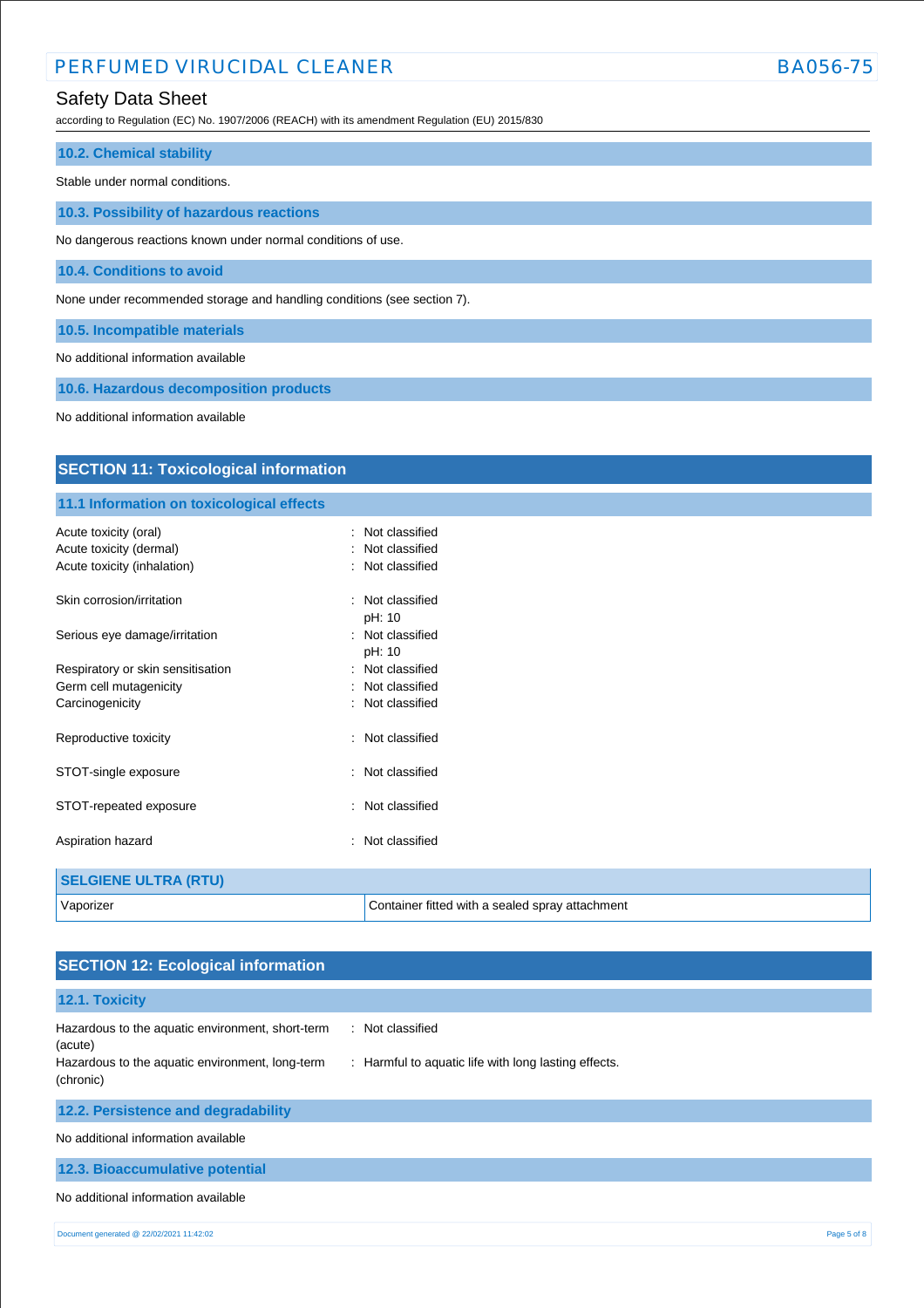### 10.2. Chemical stability

Stable under normal conditions.

### 10.3. Possibility of hazardous reactions

No dangerous reactions known under normal conditions of use.

### 10.4. Conditions to avoid

None under recommended storage and handling conditions (see section 7).

### 10.5. Incompatible materials

No additional information available

### 10.6. Hazardous decomposition products

No additional information available

## SECTION 11: Toxicological information

### 11.1 Information on toxicological effects

Acute toxicity (oral) : Not classified
Acute toxicity (dermal) : Not classified
Acute toxicity (inhalation) : Not classified

Skin corrosion/irritation : Not classified
pH: 10

Serious eye damage/irritation : Not classified
pH: 10

Respiratory or skin sensitisation : Not classified
Germ cell mutagenicity : Not classified
Carcinogenicity : Not classified

Reproductive toxicity : Not classified

STOT-single exposure : Not classified

STOT-repeated exposure : Not classified

Aspiration hazard : Not classified

| SELGIENE ULTRA (RTU) | |
|---|---|
| Vaporizer | Container fitted with a sealed spray attachment |

## SECTION 12: Ecological information

### 12.1. Toxicity

Hazardous to the aquatic environment, short-term (acute) : Not classified
Hazardous to the aquatic environment, long-term (chronic) : Harmful to aquatic life with long lasting effects.

### 12.2. Persistence and degradability

No additional information available

### 12.3. Bioaccumulative potential

No additional information available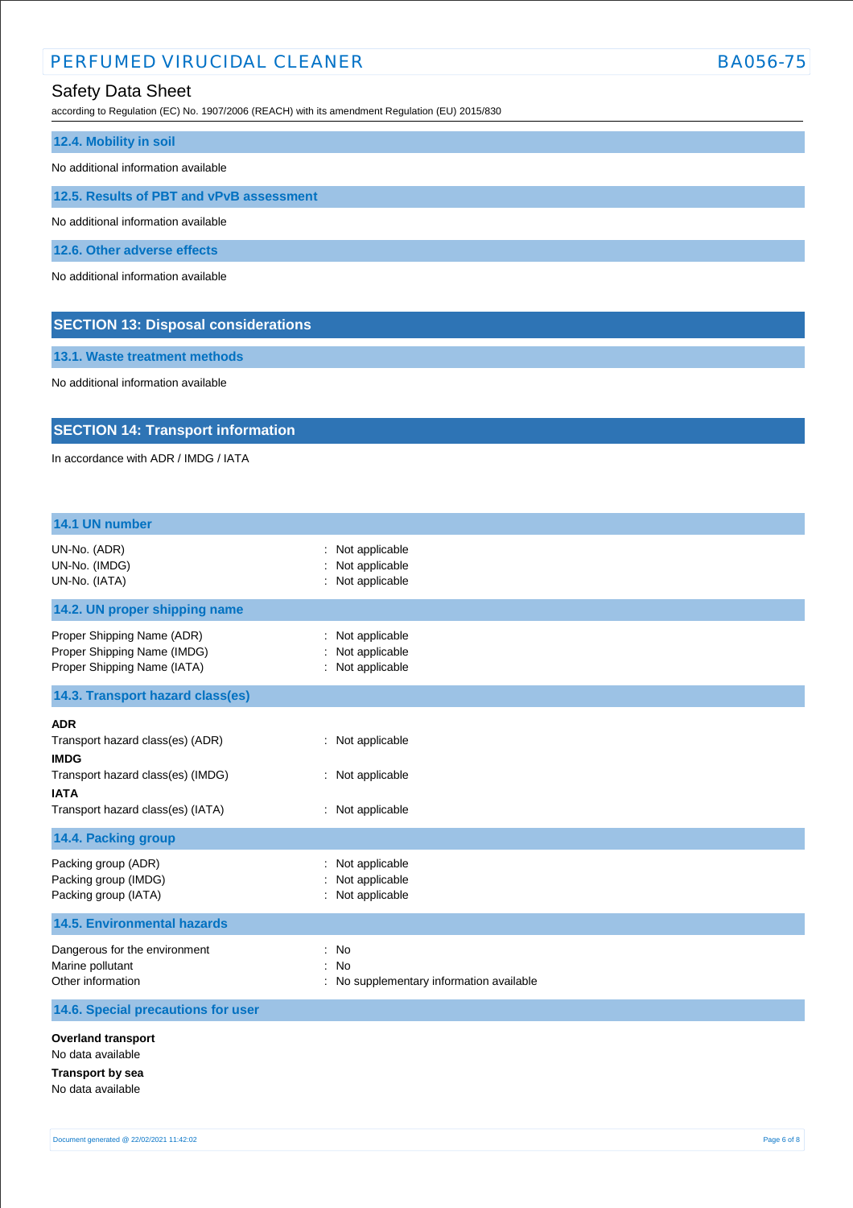### 12.4. Mobility in soil

No additional information available

### 12.5. Results of PBT and vPvB assessment

No additional information available

### 12.6. Other adverse effects

No additional information available

## SECTION 13: Disposal considerations

### 13.1. Waste treatment methods

No additional information available

## SECTION 14: Transport information

In accordance with ADR / IMDG / IATA

### 14.1 UN number

| | |
|---|---|
| UN-No. (ADR) | : Not applicable |
| UN-No. (IMDG) | : Not applicable |
| UN-No. (IATA) | : Not applicable |

### 14.2. UN proper shipping name

| | |
|---|---|
| Proper Shipping Name (ADR) | : Not applicable |
| Proper Shipping Name (IMDG) | : Not applicable |
| Proper Shipping Name (IATA) | : Not applicable |

### 14.3. Transport hazard class(es)

**ADR**

Transport hazard class(es) (ADR) : Not applicable

**IMDG**

Transport hazard class(es) (IMDG) : Not applicable

**IATA**

Transport hazard class(es) (IATA) : Not applicable

### 14.4. Packing group

| | |
|---|---|
| Packing group (ADR) | : Not applicable |
| Packing group (IMDG) | : Not applicable |
| Packing group (IATA) | : Not applicable |

### 14.5. Environmental hazards

| | |
|---|---|
| Dangerous for the environment | : No |
| Marine pollutant | : No |
| Other information | : No supplementary information available |

### 14.6. Special precautions for user

**Overland transport**

No data available

**Transport by sea**

No data available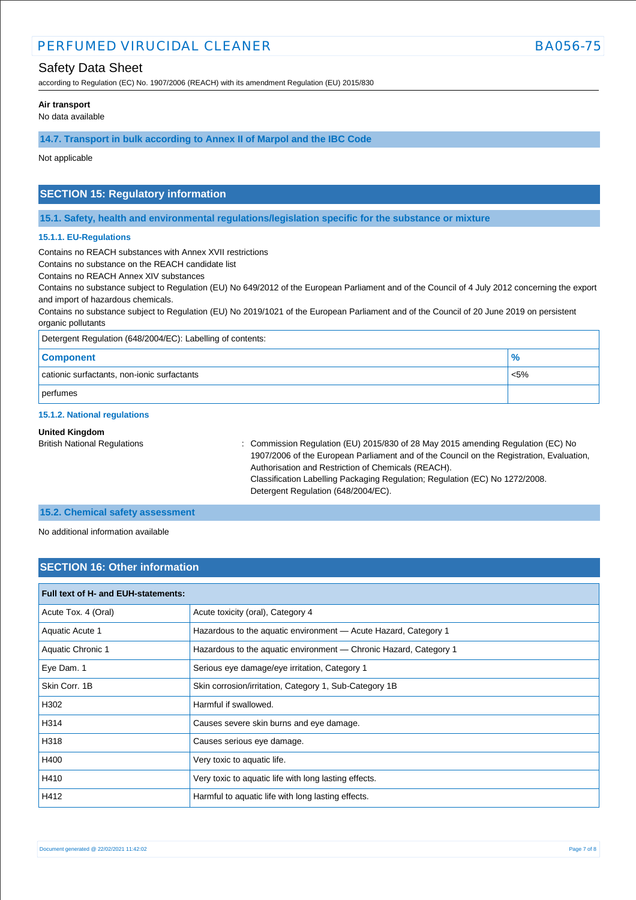**Air transport**

No data available

### 14.7. Transport in bulk according to Annex II of Marpol and the IBC Code

Not applicable

## SECTION 15: Regulatory information

### 15.1. Safety, health and environmental regulations/legislation specific for the substance or mixture

#### 15.1.1. EU-Regulations

Contains no REACH substances with Annex XVII restrictions
Contains no substance on the REACH candidate list
Contains no REACH Annex XIV substances
Contains no substance subject to Regulation (EU) No 649/2012 of the European Parliament and of the Council of 4 July 2012 concerning the export and import of hazardous chemicals.
Contains no substance subject to Regulation (EU) No 2019/1021 of the European Parliament and of the Council of 20 June 2019 on persistent organic pollutants

| Detergent Regulation (648/2004/EC): Labelling of contents: | |
|---|---|
| **Component** | **%** |
| cationic surfactants, non-ionic surfactants | <5% |
| perfumes | |

#### 15.1.2. National regulations

**United Kingdom**

British National Regulations : Commission Regulation (EU) 2015/830 of 28 May 2015 amending Regulation (EC) No 1907/2006 of the European Parliament and of the Council on the Registration, Evaluation, Authorisation and Restriction of Chemicals (REACH).
Classification Labelling Packaging Regulation; Regulation (EC) No 1272/2008.
Detergent Regulation (648/2004/EC).

### 15.2. Chemical safety assessment

No additional information available

## SECTION 16: Other information

| Full text of H- and EUH-statements: | |
|---|---|
| Acute Tox. 4 (Oral) | Acute toxicity (oral), Category 4 |
| Aquatic Acute 1 | Hazardous to the aquatic environment — Acute Hazard, Category 1 |
| Aquatic Chronic 1 | Hazardous to the aquatic environment — Chronic Hazard, Category 1 |
| Eye Dam. 1 | Serious eye damage/eye irritation, Category 1 |
| Skin Corr. 1B | Skin corrosion/irritation, Category 1, Sub-Category 1B |
| H302 | Harmful if swallowed. |
| H314 | Causes severe skin burns and eye damage. |
| H318 | Causes serious eye damage. |
| H400 | Very toxic to aquatic life. |
| H410 | Very toxic to aquatic life with long lasting effects. |
| H412 | Harmful to aquatic life with long lasting effects. |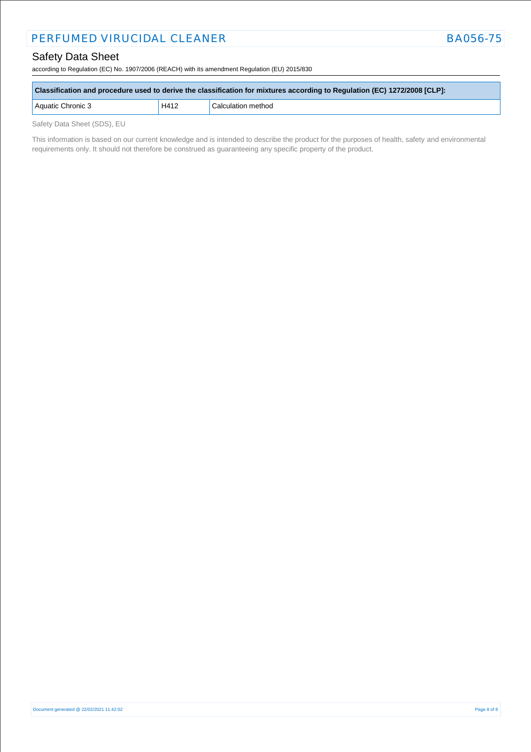| Classification and procedure used to derive the classification for mixtures according to Regulation (EC) 1272/2008 [CLP]: | | |
|---|---|---|
| Aquatic Chronic 3 | H412 | Calculation method |

Safety Data Sheet (SDS), EU

This information is based on our current knowledge and is intended to describe the product for the purposes of health, safety and environmental requirements only. It should not therefore be construed as guaranteeing any specific property of the product.